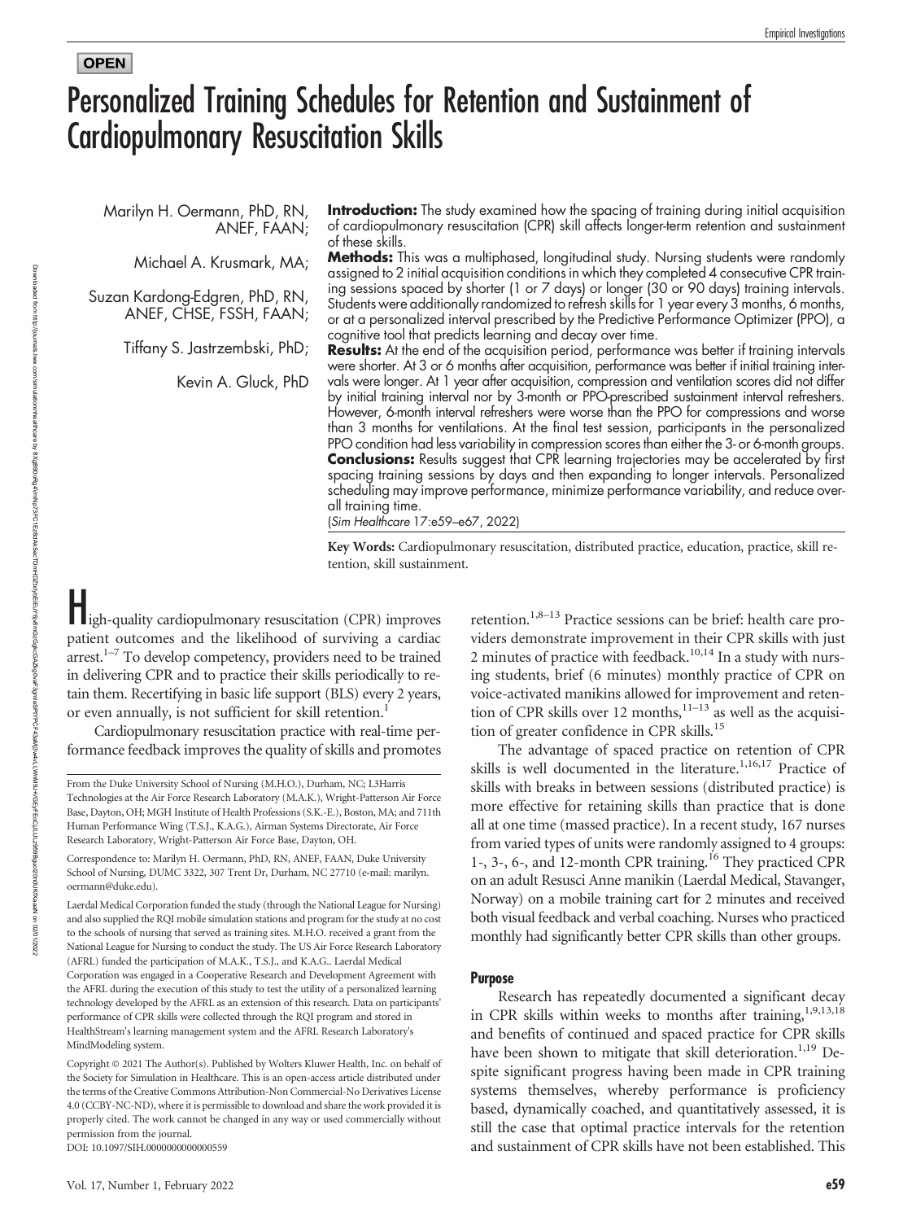**OPEN**

# Personalized Training Schedules for Retention and Sustainment of Cardiopulmonary Resuscitation Skills

Marilyn H. Oermann, PhD, RN, ANEF, FAAN;

Michael A. Krusmark, MA;

Suzan Kardong-Edgren, PhD, RN, ANEF, CHSE, FSSH, FAAN;

Tiffany S. Jastrzembski, PhD;

Kevin A. Gluck, PhD

**Introduction:** The study examined how the spacing of training during initial acquisition of cardiopulmonary resuscitation (CPR) skill affects longer-term retention and sustainment of these skills.

**Methods:** This was a multiphased, longitudinal study. Nursing students were randomly assigned to 2 initial acquisition conditions in which they completed 4 consecutive CPR training sessions spaced by shorter (1 or 7 days) or longer (30 or 90 days) training intervals. Students were additionally randomized to refresh skills for 1 year every 3 months, 6 months, or at a personalized interval prescribed by the Predictive Performance Optimizer (PPO), a cognitive tool that predicts learning and decay over time.

**Results:** At the end of the acquisition period, performance was better if training intervals were shorter. At 3 or 6 months after acquisition, performance was better if initial training intervals were longer. At 1 year after acquisition, compression and ventilation scores did not differ by initial training interval nor by 3-month or PPO-prescribed sustainment interval refreshers. However, 6-month interval refreshers were worse than the PPO for compressions and worse than 3 months for ventilations. At the final test session, participants in the personalized PPO condition had less variability in compression scores than either the 3- or 6-month groups.

**Conclusions:** Results suggest that CPR learning trajectories may be accelerated by first spacing training sessions by days and then expanding to longer intervals. Personalized scheduling may improve performance, minimize performance variability, and reduce overall training time.

(*Sim Healthcare* 17:e59–e67, 2022)

**Key Words:** Cardiopulmonary resuscitation, distributed practice, education, practice, skill retention, skill sustainment.

High-quality cardiopulmonary resuscitation (CPR) improves patient outcomes and the likelihood of surviving a cardiac arrest.[1–7] To develop competency, providers need to be trained in delivering CPR and to practice their skills periodically to retain them. Recertifying in basic life support (BLS) every 2 years, or even annually, is not sufficient for skill retention.[1]

Cardiopulmonary resuscitation practice with real-time performance feedback improves the quality of skills and promotes retention.[1,8–13] Practice sessions can be brief: health care providers demonstrate improvement in their CPR skills with just 2 minutes of practice with feedback.[10,14] In a study with nursing students, brief (6 minutes) monthly practice of CPR on voice-activated manikins allowed for improvement and retention of CPR skills over 12 months,[11–13] as well as the acquisition of greater confidence in CPR skills.[15]

The advantage of spaced practice on retention of CPR skills is well documented in the literature.[1,16,17] Practice of skills with breaks in between sessions (distributed practice) is more effective for retaining skills than practice that is done all at one time (massed practice). In a recent study, 167 nurses from varied types of units were randomly assigned to 4 groups: 1-, 3-, 6-, and 12-month CPR training.[16] They practiced CPR on an adult Resusci Anne manikin (Laerdal Medical, Stavanger, Norway) on a mobile training cart for 2 minutes and received both visual feedback and verbal coaching. Nurses who practiced monthly had significantly better CPR skills than other groups.

### Purpose

Research has repeatedly documented a significant decay in CPR skills within weeks to months after training,[1,9,13,18] and benefits of continued and spaced practice for CPR skills have been shown to mitigate that skill deterioration.[1,19] Despite significant progress having been made in CPR training systems themselves, whereby performance is proficiency based, dynamically coached, and quantitatively assessed, it is still the case that optimal practice intervals for the retention and sustainment of CPR skills have not been established. This

---

From the Duke University School of Nursing (M.H.O.), Durham, NC; L3Harris Technologies at the Air Force Research Laboratory (M.A.K.), Wright-Patterson Air Force Base, Dayton, OH; MGH Institute of Health Professions (S.K.-E.), Boston, MA; and 711th Human Performance Wing (T.S.J., K.A.G.), Airman Systems Directorate, Air Force Research Laboratory, Wright-Patterson Air Force Base, Dayton, OH.

Correspondence to: Marilyn H. Oermann, PhD, RN, ANEF, FAAN, Duke University School of Nursing, DUMC 3322, 307 Trent Dr, Durham, NC 27710 (e-mail: marilyn.oermann@duke.edu).

Laerdal Medical Corporation funded the study (through the National League for Nursing) and also supplied the RQI mobile simulation stations and program for the study at no cost to the schools of nursing that served as training sites. M.H.O. received a grant from the National League for Nursing to conduct the study. The US Air Force Research Laboratory (AFRL) funded the participation of M.A.K., T.S.J., and K.A.G.. Laerdal Medical Corporation was engaged in a Cooperative Research and Development Agreement with the AFRL during the execution of this study to test the utility of a personalized learning technology developed by the AFRL as an extension of this research. Data on participants' performance of CPR skills were collected through the RQI program and stored in HealthStream's learning management system and the AFRL Research Laboratory's MindModeling system.

Copyright © 2021 The Author(s). Published by Wolters Kluwer Health, Inc. on behalf of the Society for Simulation in Healthcare. This is an open-access article distributed under the terms of the Creative Commons Attribution-Non Commercial-No Derivatives License 4.0 (CCBY-NC-ND), where it is permissible to download and share the work provided it is properly cited. The work cannot be changed in any way or used commercially without permission from the journal.

DOI: 10.1097/SIH.0000000000000559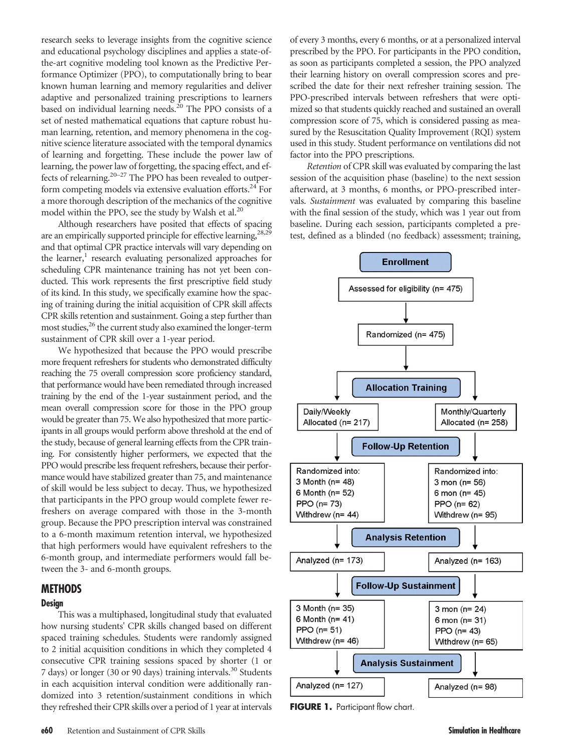research seeks to leverage insights from the cognitive science and educational psychology disciplines and applies a state-of-the-art cognitive modeling tool known as the Predictive Performance Optimizer (PPO), to computationally bring to bear known human learning and memory regularities and deliver adaptive and personalized training prescriptions to learners based on individual learning needs.[20] The PPO consists of a set of nested mathematical equations that capture robust human learning, retention, and memory phenomena in the cognitive science literature associated with the temporal dynamics of learning and forgetting. These include the power law of learning, the power law of forgetting, the spacing effect, and effects of relearning.[20–27] The PPO has been revealed to outperform competing models via extensive evaluation efforts.[24] For a more thorough description of the mechanics of the cognitive model within the PPO, see the study by Walsh et al.[20]

Although researchers have posited that effects of spacing are an empirically supported principle for effective learning,[28,29] and that optimal CPR practice intervals will vary depending on the learner,[1] research evaluating personalized approaches for scheduling CPR maintenance training has not yet been conducted. This work represents the first prescriptive field study of its kind. In this study, we specifically examine how the spacing of training during the initial acquisition of CPR skill affects CPR skills retention and sustainment. Going a step further than most studies,[26] the current study also examined the longer-term sustainment of CPR skill over a 1-year period.

We hypothesized that because the PPO would prescribe more frequent refreshers for students who demonstrated difficulty reaching the 75 overall compression score proficiency standard, that performance would have been remediated through increased training by the end of the 1-year sustainment period, and the mean overall compression score for those in the PPO group would be greater than 75. We also hypothesized that more participants in all groups would perform above threshold at the end of the study, because of general learning effects from the CPR training. For consistently higher performers, we expected that the PPO would prescribe less frequent refreshers, because their performance would have stabilized greater than 75, and maintenance of skill would be less subject to decay. Thus, we hypothesized that participants in the PPO group would complete fewer refreshers on average compared with those in the 3-month group. Because the PPO prescription interval was constrained to a 6-month maximum retention interval, we hypothesized that high performers would have equivalent refreshers to the 6-month group, and intermediate performers would fall between the 3- and 6-month groups.

## METHODS

### Design

This was a multiphased, longitudinal study that evaluated how nursing students' CPR skills changed based on different spaced training schedules. Students were randomly assigned to 2 initial acquisition conditions in which they completed 4 consecutive CPR training sessions spaced by shorter (1 or 7 days) or longer (30 or 90 days) training intervals.[30] Students in each acquisition interval condition were additionally randomized into 3 retention/sustainment conditions in which they refreshed their CPR skills over a period of 1 year at intervals of every 3 months, every 6 months, or at a personalized interval prescribed by the PPO. For participants in the PPO condition, as soon as participants completed a session, the PPO analyzed their learning history on overall compression scores and prescribed the date for their next refresher training session. The PPO-prescribed intervals between refreshers that were optimized so that students quickly reached and sustained an overall compression score of 75, which is considered passing as measured by the Resuscitation Quality Improvement (RQI) system used in this study. Student performance on ventilations did not factor into the PPO prescriptions.

*Retention* of CPR skill was evaluated by comparing the last session of the acquisition phase (baseline) to the next session afterward, at 3 months, 6 months, or PPO-prescribed intervals. *Sustainment* was evaluated by comparing this baseline with the final session of the study, which was 1 year out from baseline. During each session, participants completed a pretest, defined as a blinded (no feedback) assessment; training,

**Enrollment**

Assessed for eligibility (n= 475)

Randomized (n= 475)

**Allocation Training**

| Daily/Weekly | Monthly/Quarterly |
|---|---|
| Allocated (n= 217) | Allocated (n= 258) |

**Follow-Up Retention**

| Randomized into: | Randomized into: |
|---|---|
| 3 Month (n= 48) | 3 mon (n= 56) |
| 6 Month (n= 52) | 6 mon (n= 45) |
| PPO (n= 73) | PPO (n= 62) |
| Withdrew (n= 44) | Withdrew (n= 95) |

**Analysis Retention**

| Analyzed (n= 173) | Analyzed (n= 163) |
|---|---|

**Follow-Up Sustainment**

| 3 Month (n= 35) | 3 mon (n= 24) |
|---|---|
| 6 Month (n= 41) | 6 mon (n= 31) |
| PPO (n= 51) | PPO (n= 43) |
| Withdrew (n= 46) | Withdrew (n= 65) |

**Analysis Sustainment**

| Analyzed (n= 127) | Analyzed (n= 98) |
|---|---|

**FIGURE 1.** Participant flow chart.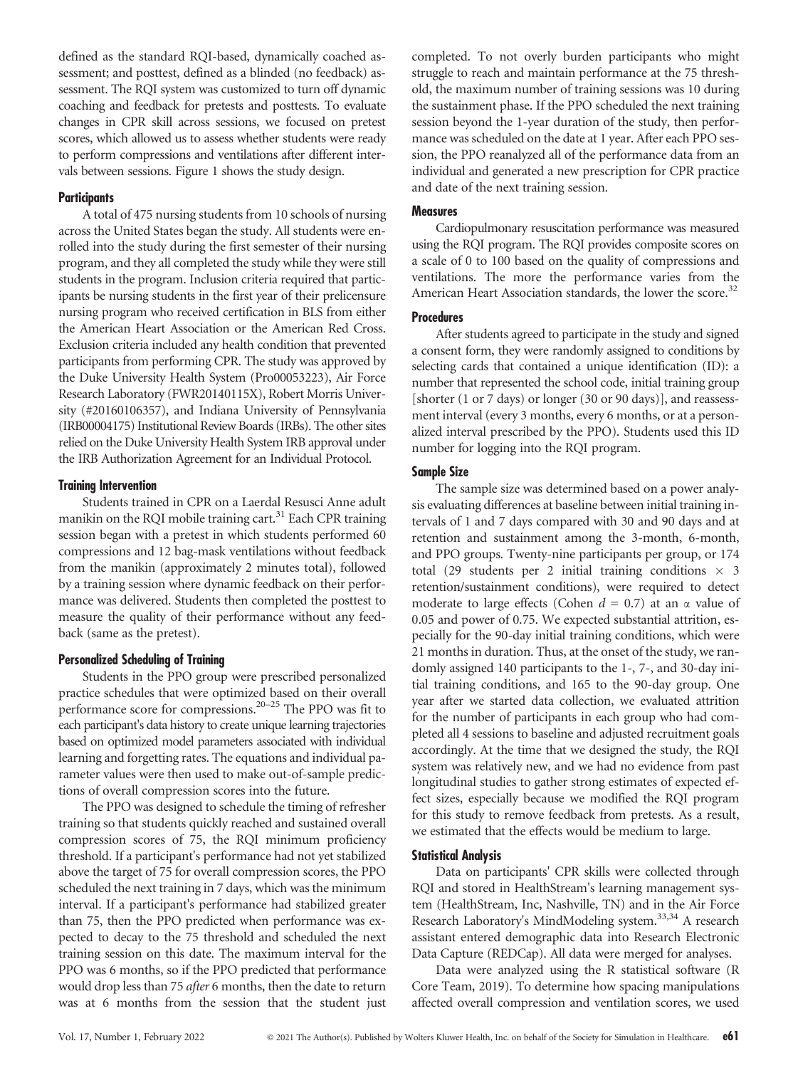defined as the standard RQI-based, dynamically coached assessment; and posttest, defined as a blinded (no feedback) assessment. The RQI system was customized to turn off dynamic coaching and feedback for pretests and posttests. To evaluate changes in CPR skill across sessions, we focused on pretest scores, which allowed us to assess whether students were ready to perform compressions and ventilations after different intervals between sessions. Figure 1 shows the study design.

### Participants

A total of 475 nursing students from 10 schools of nursing across the United States began the study. All students were enrolled into the study during the first semester of their nursing program, and they all completed the study while they were still students in the program. Inclusion criteria required that participants be nursing students in the first year of their prelicensure nursing program who received certification in BLS from either the American Heart Association or the American Red Cross. Exclusion criteria included any health condition that prevented participants from performing CPR. The study was approved by the Duke University Health System (Pro00053223), Air Force Research Laboratory (FWR20140115X), Robert Morris University (#20160106357), and Indiana University of Pennsylvania (IRB00004175) Institutional Review Boards (IRBs). The other sites relied on the Duke University Health System IRB approval under the IRB Authorization Agreement for an Individual Protocol.

### Training Intervention

Students trained in CPR on a Laerdal Resusci Anne adult manikin on the RQI mobile training cart.[31] Each CPR training session began with a pretest in which students performed 60 compressions and 12 bag-mask ventilations without feedback from the manikin (approximately 2 minutes total), followed by a training session where dynamic feedback on their performance was delivered. Students then completed the posttest to measure the quality of their performance without any feedback (same as the pretest).

### Personalized Scheduling of Training

Students in the PPO group were prescribed personalized practice schedules that were optimized based on their overall performance score for compressions.[20–25] The PPO was fit to each participant's data history to create unique learning trajectories based on optimized model parameters associated with individual learning and forgetting rates. The equations and individual parameter values were then used to make out-of-sample predictions of overall compression scores into the future.

The PPO was designed to schedule the timing of refresher training so that students quickly reached and sustained overall compression scores of 75, the RQI minimum proficiency threshold. If a participant's performance had not yet stabilized above the target of 75 for overall compression scores, the PPO scheduled the next training in 7 days, which was the minimum interval. If a participant's performance had stabilized greater than 75, then the PPO predicted when performance was expected to decay to the 75 threshold and scheduled the next training session on this date. The maximum interval for the PPO was 6 months, so if the PPO predicted that performance would drop less than 75 *after* 6 months, then the date to return was at 6 months from the session that the student just completed. To not overly burden participants who might struggle to reach and maintain performance at the 75 threshold, the maximum number of training sessions was 10 during the sustainment phase. If the PPO scheduled the next training session beyond the 1-year duration of the study, then performance was scheduled on the date at 1 year. After each PPO session, the PPO reanalyzed all of the performance data from an individual and generated a new prescription for CPR practice and date of the next training session.

### Measures

Cardiopulmonary resuscitation performance was measured using the RQI program. The RQI provides composite scores on a scale of 0 to 100 based on the quality of compressions and ventilations. The more the performance varies from the American Heart Association standards, the lower the score.[32]

### Procedures

After students agreed to participate in the study and signed a consent form, they were randomly assigned to conditions by selecting cards that contained a unique identification (ID): a number that represented the school code, initial training group [shorter (1 or 7 days) or longer (30 or 90 days)], and reassessment interval (every 3 months, every 6 months, or at a personalized interval prescribed by the PPO). Students used this ID number for logging into the RQI program.

### Sample Size

The sample size was determined based on a power analysis evaluating differences at baseline between initial training intervals of 1 and 7 days compared with 30 and 90 days and at retention and sustainment among the 3-month, 6-month, and PPO groups. Twenty-nine participants per group, or 174 total (29 students per 2 initial training conditions $\times$ 3 retention/sustainment conditions), were required to detect moderate to large effects (Cohen $d = 0.7$) at an $\alpha$ value of 0.05 and power of 0.75. We expected substantial attrition, especially for the 90-day initial training conditions, which were 21 months in duration. Thus, at the onset of the study, we randomly assigned 140 participants to the 1-, 7-, and 30-day initial training conditions, and 165 to the 90-day group. One year after we started data collection, we evaluated attrition for the number of participants in each group who had completed all 4 sessions to baseline and adjusted recruitment goals accordingly. At the time that we designed the study, the RQI system was relatively new, and we had no evidence from past longitudinal studies to gather strong estimates of expected effect sizes, especially because we modified the RQI program for this study to remove feedback from pretests. As a result, we estimated that the effects would be medium to large.

### Statistical Analysis

Data on participants' CPR skills were collected through RQI and stored in HealthStream's learning management system (HealthStream, Inc, Nashville, TN) and in the Air Force Research Laboratory's MindModeling system.[33,34] A research assistant entered demographic data into Research Electronic Data Capture (REDCap). All data were merged for analyses.

Data were analyzed using the R statistical software (R Core Team, 2019). To determine how spacing manipulations affected overall compression and ventilation scores, we used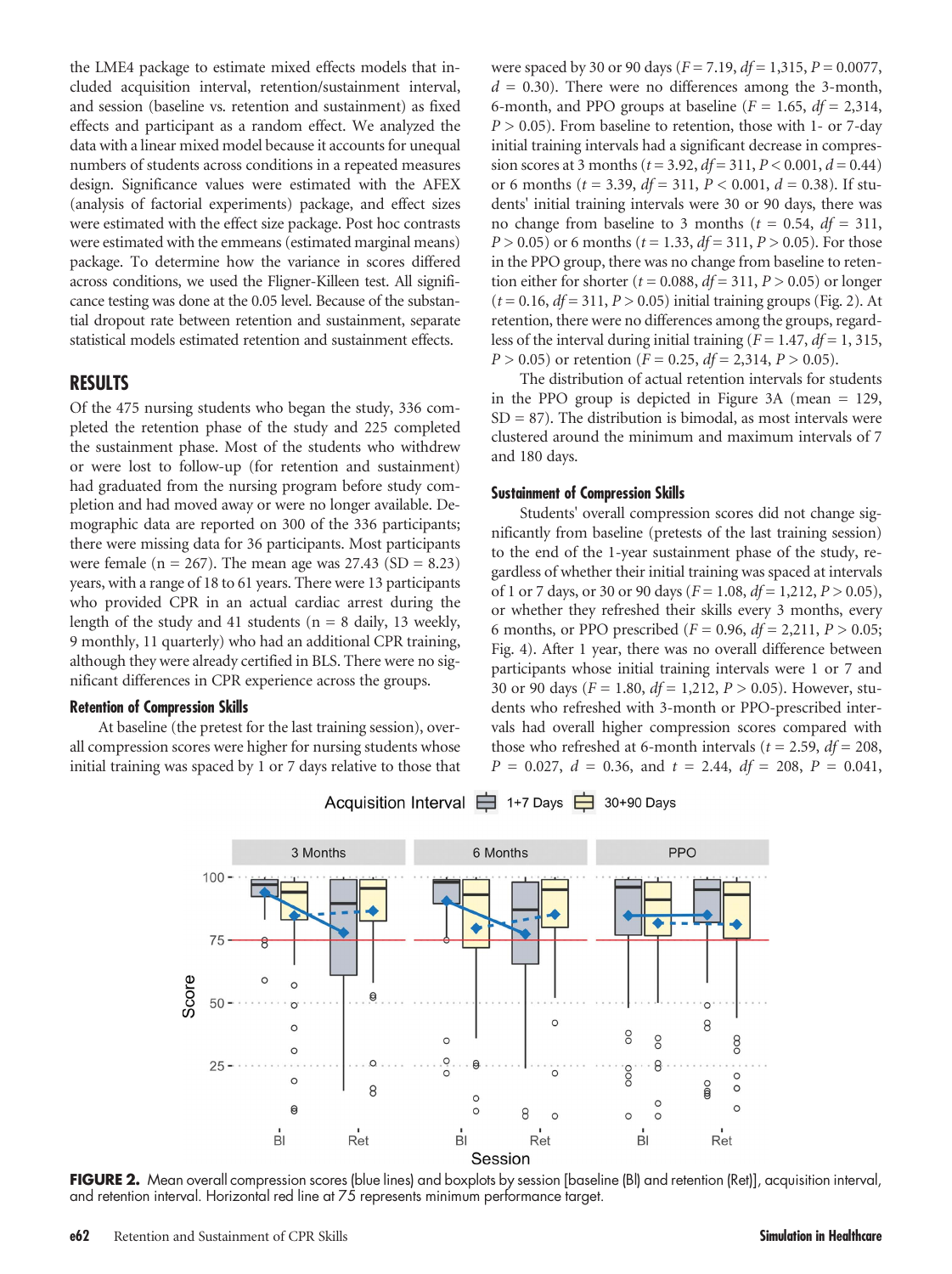the LME4 package to estimate mixed effects models that included acquisition interval, retention/sustainment interval, and session (baseline vs. retention and sustainment) as fixed effects and participant as a random effect. We analyzed the data with a linear mixed model because it accounts for unequal numbers of students across conditions in a repeated measures design. Significance values were estimated with the AFEX (analysis of factorial experiments) package, and effect sizes were estimated with the effect size package. Post hoc contrasts were estimated with the emmeans (estimated marginal means) package. To determine how the variance in scores differed across conditions, we used the Fligner-Killeen test. All significance testing was done at the 0.05 level. Because of the substantial dropout rate between retention and sustainment, separate statistical models estimated retention and sustainment effects.

## RESULTS

Of the 475 nursing students who began the study, 336 completed the retention phase of the study and 225 completed the sustainment phase. Most of the students who withdrew or were lost to follow-up (for retention and sustainment) had graduated from the nursing program before study completion and had moved away or were no longer available. Demographic data are reported on 300 of the 336 participants; there were missing data for 36 participants. Most participants were female (n = 267). The mean age was 27.43 (SD = 8.23) years, with a range of 18 to 61 years. There were 13 participants who provided CPR in an actual cardiac arrest during the length of the study and 41 students (n = 8 daily, 13 weekly, 9 monthly, 11 quarterly) who had an additional CPR training, although they were already certified in BLS. There were no significant differences in CPR experience across the groups.

### Retention of Compression Skills

At baseline (the pretest for the last training session), overall compression scores were higher for nursing students whose initial training was spaced by 1 or 7 days relative to those that were spaced by 30 or 90 days ($F = 7.19$, $df = 1{,}315$, $P = 0.0077$, $d = 0.30$). There were no differences among the 3-month, 6-month, and PPO groups at baseline ($F = 1.65$, $df = 2{,}314$, $P > 0.05$). From baseline to retention, those with 1- or 7-day initial training intervals had a significant decrease in compression scores at 3 months ($t = 3.92$, $df = 311$, $P < 0.001$, $d = 0.44$) or 6 months ($t = 3.39$, $df = 311$, $P < 0.001$, $d = 0.38$). If students' initial training intervals were 30 or 90 days, there was no change from baseline to 3 months ($t = 0.54$, $df = 311$, $P > 0.05$) or 6 months ($t = 1.33$, $df = 311$, $P > 0.05$). For those in the PPO group, there was no change from baseline to retention either for shorter ($t = 0.088$, $df = 311$, $P > 0.05$) or longer ($t = 0.16$, $df = 311$, $P > 0.05$) initial training groups (Fig. 2). At retention, there were no differences among the groups, regardless of the interval during initial training ($F = 1.47$, $df = 1, 315$, $P > 0.05$) or retention ($F = 0.25$, $df = 2{,}314$, $P > 0.05$).

The distribution of actual retention intervals for students in the PPO group is depicted in Figure 3A (mean = 129, SD = 87). The distribution is bimodal, as most intervals were clustered around the minimum and maximum intervals of 7 and 180 days.

### Sustainment of Compression Skills

Students' overall compression scores did not change significantly from baseline (pretests of the last training session) to the end of the 1-year sustainment phase of the study, regardless of whether their initial training was spaced at intervals of 1 or 7 days, or 30 or 90 days ($F = 1.08$, $df = 1{,}212$, $P > 0.05$), or whether they refreshed their skills every 3 months, every 6 months, or PPO prescribed ($F = 0.96$, $df = 2{,}211$, $P > 0.05$; Fig. 4). After 1 year, there was no overall difference between participants whose initial training intervals were 1 or 7 and 30 or 90 days ($F = 1.80$, $df = 1{,}212$, $P > 0.05$). However, students who refreshed with 3-month or PPO-prescribed intervals had overall higher compression scores compared with those who refreshed at 6-month intervals ($t = 2.59$, $df = 208$, $P = 0.027$, $d = 0.36$, and $t = 2.44$, $df = 208$, $P = 0.041$,

**FIGURE 2.** Mean overall compression scores (blue lines) and boxplots by session [baseline (Bl) and retention (Ret)], acquisition interval, and retention interval. Horizontal red line at 75 represents minimum performance target.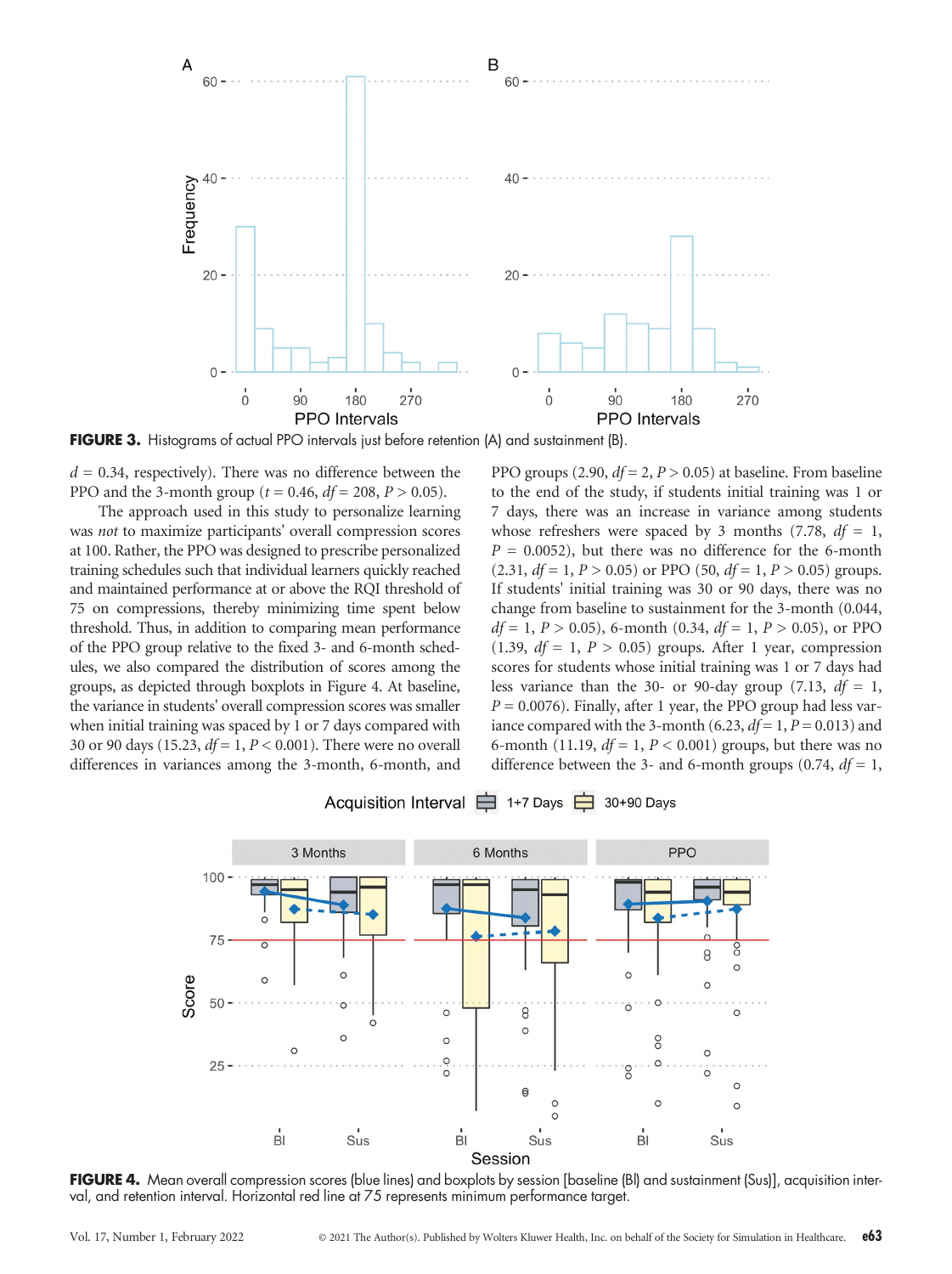**FIGURE 3.** Histograms of actual PPO intervals just before retention (A) and sustainment (B).

$d$ = 0.34, respectively). There was no difference between the PPO and the 3-month group ($t$ = 0.46, $df$ = 208, $P$ > 0.05).

The approach used in this study to personalize learning was *not* to maximize participants' overall compression scores at 100. Rather, the PPO was designed to prescribe personalized training schedules such that individual learners quickly reached and maintained performance at or above the RQI threshold of 75 on compressions, thereby minimizing time spent below threshold. Thus, in addition to comparing mean performance of the PPO group relative to the fixed 3- and 6-month schedules, we also compared the distribution of scores among the groups, as depicted through boxplots in Figure 4. At baseline, the variance in students' overall compression scores was smaller when initial training was spaced by 1 or 7 days compared with 30 or 90 days (15.23, $df$ = 1, $P$ < 0.001). There were no overall differences in variances among the 3-month, 6-month, and PPO groups (2.90, $df$ = 2, $P$ > 0.05) at baseline. From baseline to the end of the study, if students initial training was 1 or 7 days, there was an increase in variance among students whose refreshers were spaced by 3 months (7.78, $df$ = 1, $P$ = 0.0052), but there was no difference for the 6-month (2.31, $df$ = 1, $P$ > 0.05) or PPO (50, $df$ = 1, $P$ > 0.05) groups. If students' initial training was 30 or 90 days, there was no change from baseline to sustainment for the 3-month (0.044, $df$ = 1, $P$ > 0.05), 6-month (0.34, $df$ = 1, $P$ > 0.05), or PPO (1.39, $df$ = 1, $P$ > 0.05) groups. After 1 year, compression scores for students whose initial training was 1 or 7 days had less variance than the 30- or 90-day group (7.13, $df$ = 1, $P$ = 0.0076). Finally, after 1 year, the PPO group had less variance compared with the 3-month (6.23, $df$ = 1, $P$ = 0.013) and 6-month (11.19, $df$ = 1, $P$ < 0.001) groups, but there was no difference between the 3- and 6-month groups (0.74, $df$ = 1,

**FIGURE 4.** Mean overall compression scores (blue lines) and boxplots by session [baseline (Bl) and sustainment (Sus)], acquisition interval, and retention interval. Horizontal red line at 75 represents minimum performance target.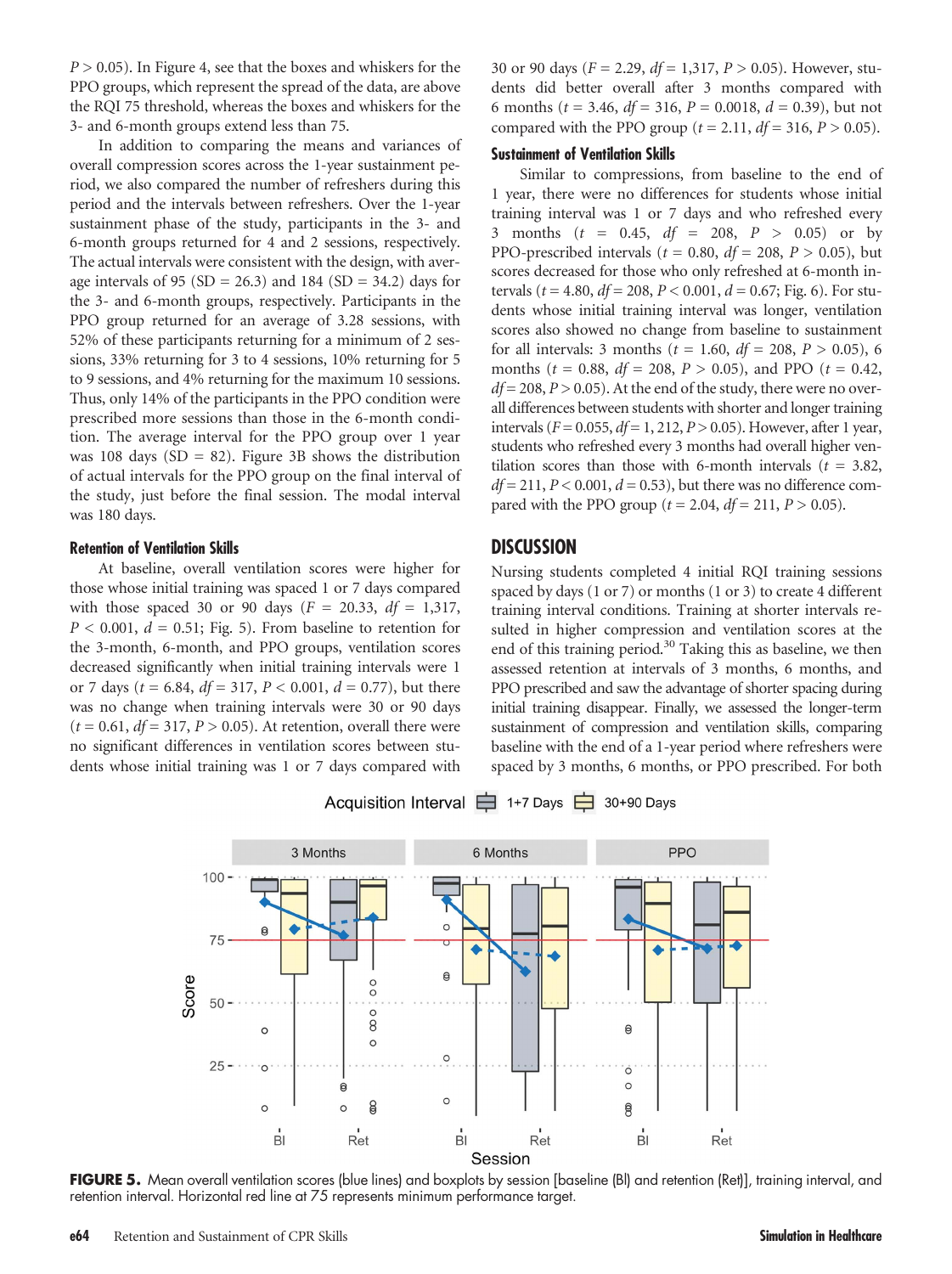$P > 0.05$). In Figure 4, see that the boxes and whiskers for the PPO groups, which represent the spread of the data, are above the RQI 75 threshold, whereas the boxes and whiskers for the 3- and 6-month groups extend less than 75.

In addition to comparing the means and variances of overall compression scores across the 1-year sustainment period, we also compared the number of refreshers during this period and the intervals between refreshers. Over the 1-year sustainment phase of the study, participants in the 3- and 6-month groups returned for 4 and 2 sessions, respectively. The actual intervals were consistent with the design, with average intervals of 95 (SD = 26.3) and 184 (SD = 34.2) days for the 3- and 6-month groups, respectively. Participants in the PPO group returned for an average of 3.28 sessions, with 52% of these participants returning for a minimum of 2 sessions, 33% returning for 3 to 4 sessions, 10% returning for 5 to 9 sessions, and 4% returning for the maximum 10 sessions. Thus, only 14% of the participants in the PPO condition were prescribed more sessions than those in the 6-month condition. The average interval for the PPO group over 1 year was 108 days (SD = 82). Figure 3B shows the distribution of actual intervals for the PPO group on the final interval of the study, just before the final session. The modal interval was 180 days.

### Retention of Ventilation Skills

At baseline, overall ventilation scores were higher for those whose initial training was spaced 1 or 7 days compared with those spaced 30 or 90 days ($F = 20.33$, $df = 1{,}317$, $P < 0.001$, $d = 0.51$; Fig. 5). From baseline to retention for the 3-month, 6-month, and PPO groups, ventilation scores decreased significantly when initial training intervals were 1 or 7 days ($t = 6.84$, $df = 317$, $P < 0.001$, $d = 0.77$), but there was no change when training intervals were 30 or 90 days ($t = 0.61$, $df = 317$, $P > 0.05$). At retention, overall there were no significant differences in ventilation scores between students whose initial training was 1 or 7 days compared with 30 or 90 days ($F = 2.29$, $df = 1{,}317$, $P > 0.05$). However, students did better overall after 3 months compared with 6 months ($t = 3.46$, $df = 316$, $P = 0.0018$, $d = 0.39$), but not compared with the PPO group ($t = 2.11$, $df = 316$, $P > 0.05$).

### Sustainment of Ventilation Skills

Similar to compressions, from baseline to the end of 1 year, there were no differences for students whose initial training interval was 1 or 7 days and who refreshed every 3 months ($t = 0.45$, $df = 208$, $P > 0.05$) or by PPO-prescribed intervals ($t = 0.80$, $df = 208$, $P > 0.05$), but scores decreased for those who only refreshed at 6-month intervals ($t = 4.80$, $df = 208$, $P < 0.001$, $d = 0.67$; Fig. 6). For students whose initial training interval was longer, ventilation scores also showed no change from baseline to sustainment for all intervals: 3 months ($t = 1.60$, $df = 208$, $P > 0.05$), 6 months ($t = 0.88$, $df = 208$, $P > 0.05$), and PPO ($t = 0.42$, $df = 208$, $P > 0.05$). At the end of the study, there were no overall differences between students with shorter and longer training intervals ($F = 0.055$, $df = 1, 212$, $P > 0.05$). However, after 1 year, students who refreshed every 3 months had overall higher ventilation scores than those with 6-month intervals ($t = 3.82$, $df = 211$, $P < 0.001$, $d = 0.53$), but there was no difference compared with the PPO group ($t = 2.04$, $df = 211$, $P > 0.05$).

## DISCUSSION

Nursing students completed 4 initial RQI training sessions spaced by days (1 or 7) or months (1 or 3) to create 4 different training interval conditions. Training at shorter intervals resulted in higher compression and ventilation scores at the end of this training period.[30] Taking this as baseline, we then assessed retention at intervals of 3 months, 6 months, and PPO prescribed and saw the advantage of shorter spacing during initial training disappear. Finally, we assessed the longer-term sustainment of compression and ventilation skills, comparing baseline with the end of a 1-year period where refreshers were spaced by 3 months, 6 months, or PPO prescribed. For both

**FIGURE 5.** Mean overall ventilation scores (blue lines) and boxplots by session [baseline (Bl) and retention (Ret)], training interval, and retention interval. Horizontal red line at 75 represents minimum performance target.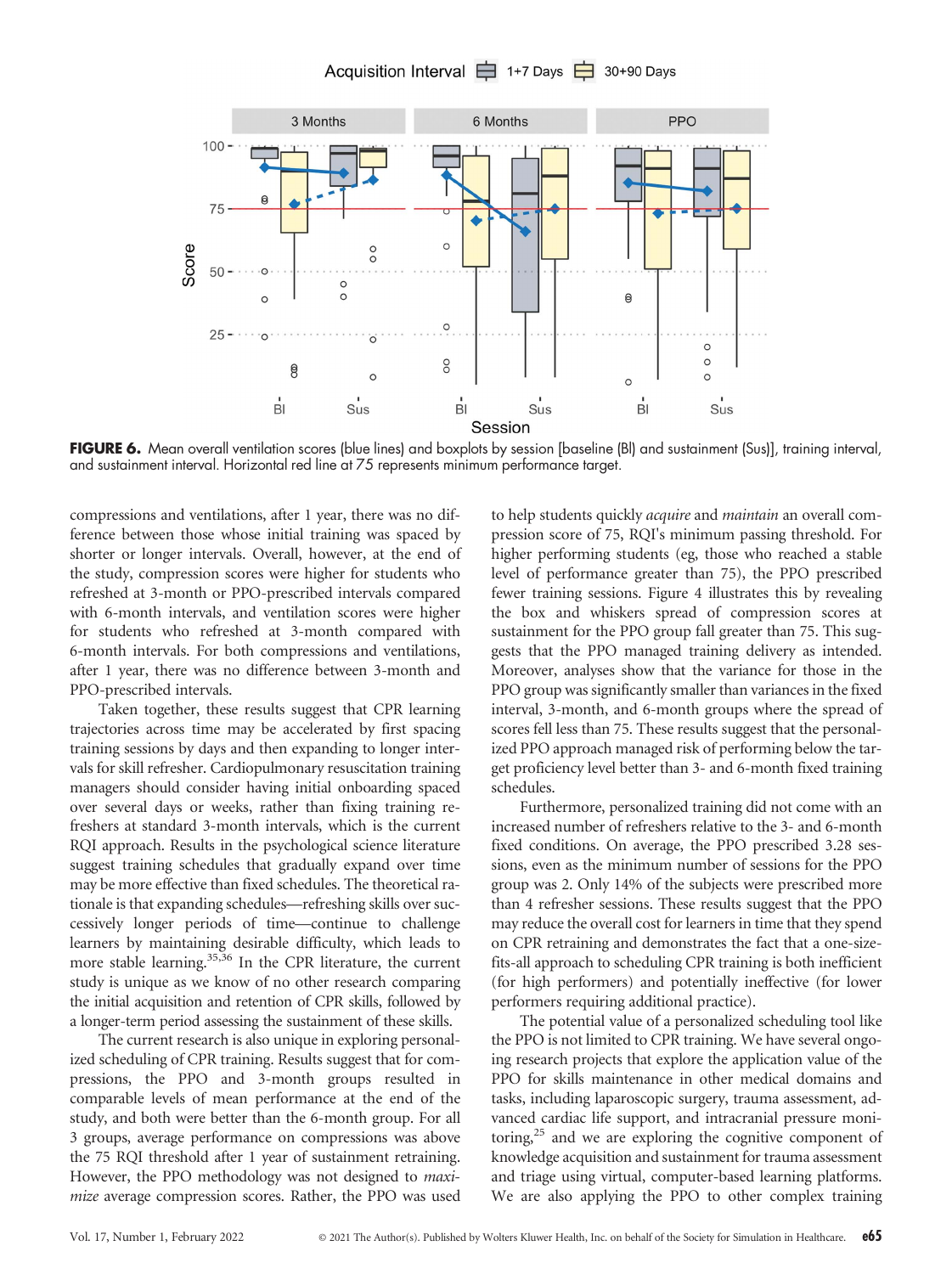FIGURE 6. Mean overall ventilation scores (blue lines) and boxplots by session [baseline (Bl) and sustainment (Sus)], training interval, and sustainment interval. Horizontal red line at 75 represents minimum performance target.

compressions and ventilations, after 1 year, there was no difference between those whose initial training was spaced by shorter or longer intervals. Overall, however, at the end of the study, compression scores were higher for students who refreshed at 3-month or PPO-prescribed intervals compared with 6-month intervals, and ventilation scores were higher for students who refreshed at 3-month compared with 6-month intervals. For both compressions and ventilations, after 1 year, there was no difference between 3-month and PPO-prescribed intervals.

Taken together, these results suggest that CPR learning trajectories across time may be accelerated by first spacing training sessions by days and then expanding to longer intervals for skill refresher. Cardiopulmonary resuscitation training managers should consider having initial onboarding spaced over several days or weeks, rather than fixing training refreshers at standard 3-month intervals, which is the current RQI approach. Results in the psychological science literature suggest training schedules that gradually expand over time may be more effective than fixed schedules. The theoretical rationale is that expanding schedules—refreshing skills over successively longer periods of time—continue to challenge learners by maintaining desirable difficulty, which leads to more stable learning.[35,36] In the CPR literature, the current study is unique as we know of no other research comparing the initial acquisition and retention of CPR skills, followed by a longer-term period assessing the sustainment of these skills.

The current research is also unique in exploring personalized scheduling of CPR training. Results suggest that for compressions, the PPO and 3-month groups resulted in comparable levels of mean performance at the end of the study, and both were better than the 6-month group. For all 3 groups, average performance on compressions was above the 75 RQI threshold after 1 year of sustainment retraining. However, the PPO methodology was not designed to *maximize* average compression scores. Rather, the PPO was used to help students quickly *acquire* and *maintain* an overall compression score of 75, RQI's minimum passing threshold. For higher performing students (eg, those who reached a stable level of performance greater than 75), the PPO prescribed fewer training sessions. Figure 4 illustrates this by revealing the box and whiskers spread of compression scores at sustainment for the PPO group fall greater than 75. This suggests that the PPO managed training delivery as intended. Moreover, analyses show that the variance for those in the PPO group was significantly smaller than variances in the fixed interval, 3-month, and 6-month groups where the spread of scores fell less than 75. These results suggest that the personalized PPO approach managed risk of performing below the target proficiency level better than 3- and 6-month fixed training schedules.

Furthermore, personalized training did not come with an increased number of refreshers relative to the 3- and 6-month fixed conditions. On average, the PPO prescribed 3.28 sessions, even as the minimum number of sessions for the PPO group was 2. Only 14% of the subjects were prescribed more than 4 refresher sessions. These results suggest that the PPO may reduce the overall cost for learners in time that they spend on CPR retraining and demonstrates the fact that a one-size-fits-all approach to scheduling CPR training is both inefficient (for high performers) and potentially ineffective (for lower performers requiring additional practice).

The potential value of a personalized scheduling tool like the PPO is not limited to CPR training. We have several ongoing research projects that explore the application value of the PPO for skills maintenance in other medical domains and tasks, including laparoscopic surgery, trauma assessment, advanced cardiac life support, and intracranial pressure monitoring,[25] and we are exploring the cognitive component of knowledge acquisition and sustainment for trauma assessment and triage using virtual, computer-based learning platforms. We are also applying the PPO to other complex training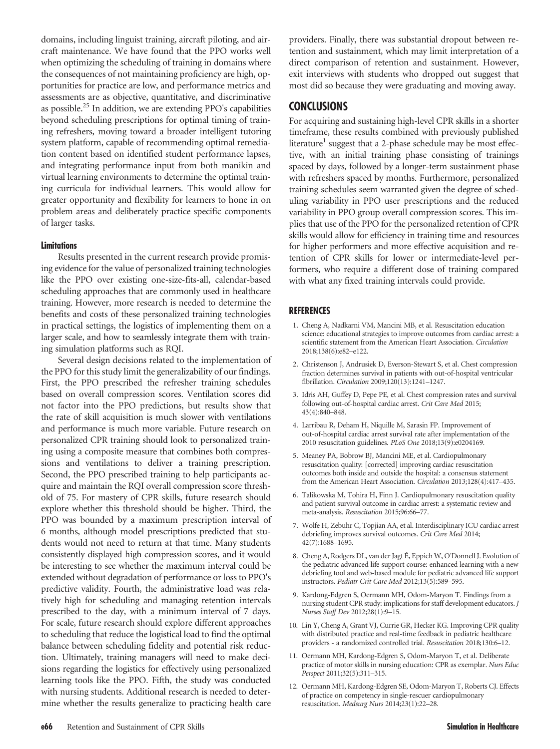domains, including linguist training, aircraft piloting, and aircraft maintenance. We have found that the PPO works well when optimizing the scheduling of training in domains where the consequences of not maintaining proficiency are high, opportunities for practice are low, and performance metrics and assessments are as objective, quantitative, and discriminative as possible.[25] In addition, we are extending PPO's capabilities beyond scheduling prescriptions for optimal timing of training refreshers, moving toward a broader intelligent tutoring system platform, capable of recommending optimal remediation content based on identified student performance lapses, and integrating performance input from both manikin and virtual learning environments to determine the optimal training curricula for individual learners. This would allow for greater opportunity and flexibility for learners to hone in on problem areas and deliberately practice specific components of larger tasks.

### Limitations

Results presented in the current research provide promising evidence for the value of personalized training technologies like the PPO over existing one-size-fits-all, calendar-based scheduling approaches that are commonly used in healthcare training. However, more research is needed to determine the benefits and costs of these personalized training technologies in practical settings, the logistics of implementing them on a larger scale, and how to seamlessly integrate them with training simulation platforms such as RQI.

Several design decisions related to the implementation of the PPO for this study limit the generalizability of our findings. First, the PPO prescribed the refresher training schedules based on overall compression scores. Ventilation scores did not factor into the PPO predictions, but results show that the rate of skill acquisition is much slower with ventilations and performance is much more variable. Future research on personalized CPR training should look to personalized training using a composite measure that combines both compressions and ventilations to deliver a training prescription. Second, the PPO prescribed training to help participants acquire and maintain the RQI overall compression score threshold of 75. For mastery of CPR skills, future research should explore whether this threshold should be higher. Third, the PPO was bounded by a maximum prescription interval of 6 months, although model prescriptions predicted that students would not need to return at that time. Many students consistently displayed high compression scores, and it would be interesting to see whether the maximum interval could be extended without degradation of performance or loss to PPO's predictive validity. Fourth, the administrative load was relatively high for scheduling and managing retention intervals prescribed to the day, with a minimum interval of 7 days. For scale, future research should explore different approaches to scheduling that reduce the logistical load to find the optimal balance between scheduling fidelity and potential risk reduction. Ultimately, training managers will need to make decisions regarding the logistics for effectively using personalized learning tools like the PPO. Fifth, the study was conducted with nursing students. Additional research is needed to determine whether the results generalize to practicing health care providers. Finally, there was substantial dropout between retention and sustainment, which may limit interpretation of a direct comparison of retention and sustainment. However, exit interviews with students who dropped out suggest that most did so because they were graduating and moving away.

## CONCLUSIONS

For acquiring and sustaining high-level CPR skills in a shorter timeframe, these results combined with previously published literature[1] suggest that a 2-phase schedule may be most effective, with an initial training phase consisting of trainings spaced by days, followed by a longer-term sustainment phase with refreshers spaced by months. Furthermore, personalized training schedules seem warranted given the degree of scheduling variability in PPO user prescriptions and the reduced variability in PPO group overall compression scores. This implies that use of the PPO for the personalized retention of CPR skills would allow for efficiency in training time and resources for higher performers and more effective acquisition and retention of CPR skills for lower or intermediate-level performers, who require a different dose of training compared with what any fixed training intervals could provide.

## REFERENCES

1. Cheng A, Nadkarni VM, Mancini MB, et al. Resuscitation education science: educational strategies to improve outcomes from cardiac arrest: a scientific statement from the American Heart Association. *Circulation* 2018;138(6):e82–e122.
2. Christenson J, Andrusiek D, Everson-Stewart S, et al. Chest compression fraction determines survival in patients with out-of-hospital ventricular fibrillation. *Circulation* 2009;120(13):1241–1247.
3. Idris AH, Guffey D, Pepe PE, et al. Chest compression rates and survival following out-of-hospital cardiac arrest. *Crit Care Med* 2015; 43(4):840–848.
4. Larribau R, Deham H, Niquille M, Sarasin FP. Improvement of out-of-hospital cardiac arrest survival rate after implementation of the 2010 resuscitation guidelines. *PLoS One* 2018;13(9):e0204169.
5. Meaney PA, Bobrow BJ, Mancini ME, et al. Cardiopulmonary resuscitation quality: [corrected] improving cardiac resuscitation outcomes both inside and outside the hospital: a consensus statement from the American Heart Association. *Circulation* 2013;128(4):417–435.
6. Talikowska M, Tohira H, Finn J. Cardiopulmonary resuscitation quality and patient survival outcome in cardiac arrest: a systematic review and meta-analysis. *Resuscitation* 2015;96:66–77.
7. Wolfe H, Zebuhr C, Topjian AA, et al. Interdisciplinary ICU cardiac arrest debriefing improves survival outcomes. *Crit Care Med* 2014; 42(7):1688–1695.
8. Cheng A, Rodgers DL, van der Jagt É, Eppich W, O'Donnell J. Evolution of the pediatric advanced life support course: enhanced learning with a new debriefing tool and web-based module for pediatric advanced life support instructors. *Pediatr Crit Care Med* 2012;13(5):589–595.
9. Kardong-Edgren S, Oermann MH, Odom-Maryon T. Findings from a nursing student CPR study: implications for staff development educators. *J Nurses Staff Dev* 2012;28(1):9–15.
10. Lin Y, Cheng A, Grant VJ, Currie GR, Hecker KG. Improving CPR quality with distributed practice and real-time feedback in pediatric healthcare providers - a randomized controlled trial. *Resuscitation* 2018;130:6–12.
11. Oermann MH, Kardong-Edgren S, Odom-Maryon T, et al. Deliberate practice of motor skills in nursing education: CPR as exemplar. *Nurs Educ Perspect* 2011;32(5):311–315.
12. Oermann MH, Kardong-Edgren SE, Odom-Maryon T, Roberts CJ. Effects of practice on competency in single-rescuer cardiopulmonary resuscitation. *Medsurg Nurs* 2014;23(1):22–28.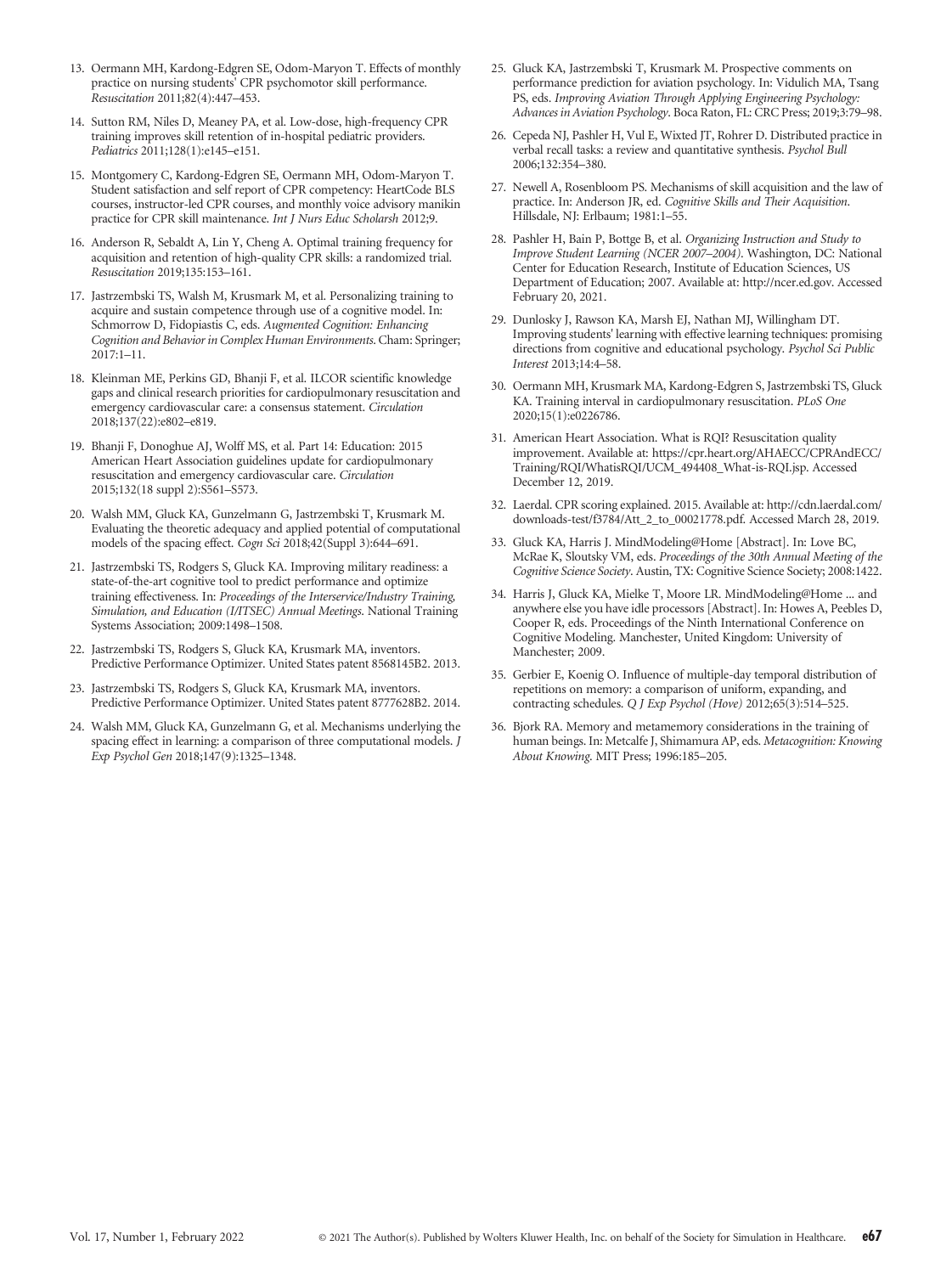13. Oermann MH, Kardong-Edgren SE, Odom-Maryon T. Effects of monthly practice on nursing students' CPR psychomotor skill performance. *Resuscitation* 2011;82(4):447–453.

14. Sutton RM, Niles D, Meaney PA, et al. Low-dose, high-frequency CPR training improves skill retention of in-hospital pediatric providers. *Pediatrics* 2011;128(1):e145–e151.

15. Montgomery C, Kardong-Edgren SE, Oermann MH, Odom-Maryon T. Student satisfaction and self report of CPR competency: HeartCode BLS courses, instructor-led CPR courses, and monthly voice advisory manikin practice for CPR skill maintenance. *Int J Nurs Educ Scholarsh* 2012;9.

16. Anderson R, Sebaldt A, Lin Y, Cheng A. Optimal training frequency for acquisition and retention of high-quality CPR skills: a randomized trial. *Resuscitation* 2019;135:153–161.

17. Jastrzembski TS, Walsh M, Krusmark M, et al. Personalizing training to acquire and sustain competence through use of a cognitive model. In: Schmorrow D, Fidopiastis C, eds. *Augmented Cognition: Enhancing Cognition and Behavior in Complex Human Environments*. Cham: Springer; 2017:1–11.

18. Kleinman ME, Perkins GD, Bhanji F, et al. ILCOR scientific knowledge gaps and clinical research priorities for cardiopulmonary resuscitation and emergency cardiovascular care: a consensus statement. *Circulation* 2018;137(22):e802–e819.

19. Bhanji F, Donoghue AJ, Wolff MS, et al. Part 14: Education: 2015 American Heart Association guidelines update for cardiopulmonary resuscitation and emergency cardiovascular care. *Circulation* 2015;132(18 suppl 2):S561–S573.

20. Walsh MM, Gluck KA, Gunzelmann G, Jastrzembski T, Krusmark M. Evaluating the theoretic adequacy and applied potential of computational models of the spacing effect. *Cogn Sci* 2018;42(Suppl 3):644–691.

21. Jastrzembski TS, Rodgers S, Gluck KA. Improving military readiness: a state-of-the-art cognitive tool to predict performance and optimize training effectiveness. In: *Proceedings of the Interservice/Industry Training, Simulation, and Education (I/ITSEC) Annual Meetings*. National Training Systems Association; 2009:1498–1508.

22. Jastrzembski TS, Rodgers S, Gluck KA, Krusmark MA, inventors. Predictive Performance Optimizer. United States patent 8568145B2. 2013.

23. Jastrzembski TS, Rodgers S, Gluck KA, Krusmark MA, inventors. Predictive Performance Optimizer. United States patent 8777628B2. 2014.

24. Walsh MM, Gluck KA, Gunzelmann G, et al. Mechanisms underlying the spacing effect in learning: a comparison of three computational models. *J Exp Psychol Gen* 2018;147(9):1325–1348.

25. Gluck KA, Jastrzembski T, Krusmark M. Prospective comments on performance prediction for aviation psychology. In: Vidulich MA, Tsang PS, eds. *Improving Aviation Through Applying Engineering Psychology: Advances in Aviation Psychology*. Boca Raton, FL: CRC Press; 2019;3:79–98.

26. Cepeda NJ, Pashler H, Vul E, Wixted JT, Rohrer D. Distributed practice in verbal recall tasks: a review and quantitative synthesis. *Psychol Bull* 2006;132:354–380.

27. Newell A, Rosenbloom PS. Mechanisms of skill acquisition and the law of practice. In: Anderson JR, ed. *Cognitive Skills and Their Acquisition*. Hillsdale, NJ: Erlbaum; 1981:1–55.

28. Pashler H, Bain P, Bottge B, et al. *Organizing Instruction and Study to Improve Student Learning (NCER 2007–2004)*. Washington, DC: National Center for Education Research, Institute of Education Sciences, US Department of Education; 2007. Available at: http://ncer.ed.gov. Accessed February 20, 2021.

29. Dunlosky J, Rawson KA, Marsh EJ, Nathan MJ, Willingham DT. Improving students' learning with effective learning techniques: promising directions from cognitive and educational psychology. *Psychol Sci Public Interest* 2013;14:4–58.

30. Oermann MH, Krusmark MA, Kardong-Edgren S, Jastrzembski TS, Gluck KA. Training interval in cardiopulmonary resuscitation. *PLoS One* 2020;15(1):e0226786.

31. American Heart Association. What is RQI? Resuscitation quality improvement. Available at: https://cpr.heart.org/AHAECC/CPRAndECC/Training/RQI/WhatisRQI/UCM_494408_What-is-RQI.jsp. Accessed December 12, 2019.

32. Laerdal. CPR scoring explained. 2015. Available at: http://cdn.laerdal.com/downloads-test/f3784/Att_2_to_00021778.pdf. Accessed March 28, 2019.

33. Gluck KA, Harris J. MindModeling@Home [Abstract]. In: Love BC, McRae K, Sloutsky VM, eds. *Proceedings of the 30th Annual Meeting of the Cognitive Science Society*. Austin, TX: Cognitive Science Society; 2008:1422.

34. Harris J, Gluck KA, Mielke T, Moore LR. MindModeling@Home ... and anywhere else you have idle processors [Abstract]. In: Howes A, Peebles D, Cooper R, eds. Proceedings of the Ninth International Conference on Cognitive Modeling. Manchester, United Kingdom: University of Manchester; 2009.

35. Gerbier E, Koenig O. Influence of multiple-day temporal distribution of repetitions on memory: a comparison of uniform, expanding, and contracting schedules. *Q J Exp Psychol (Hove)* 2012;65(3):514–525.

36. Bjork RA. Memory and metamemory considerations in the training of human beings. In: Metcalfe J, Shimamura AP, eds. *Metacognition: Knowing About Knowing*. MIT Press; 1996:185–205.